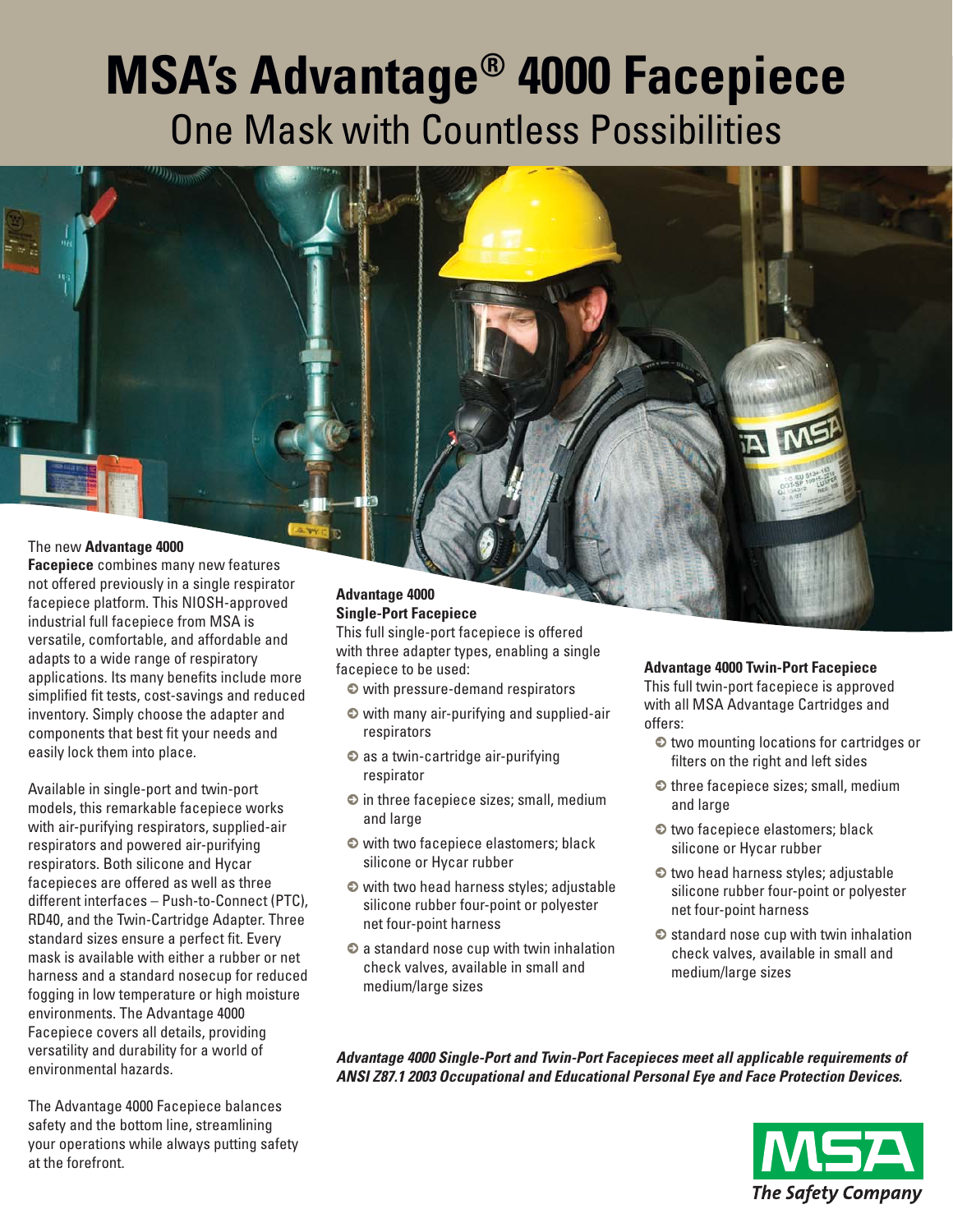# MSA's Advantage® 4000 Facepiece

## One Mask with Countless Possibilities

The new **Advantage 4000 Facepiece** combines many new features not offered previously in a single respirator facepiece platform. This NIOSH-approved industrial full facepiece from MSA is versatile, comfortable, and affordable and adapts to a wide range of respiratory applications. Its many benefits include more simplified fit tests, cost-savings and reduced inventory. Simply choose the adapter and components that best fit your needs and easily lock them into place.

Available in single-port and twin-port models, this remarkable facepiece works with air-purifying respirators, supplied-air respirators and powered air-purifying respirators. Both silicone and Hycar facepieces are offered as well as three different interfaces – Push-to-Connect (PTC), RD40, and the Twin-Cartridge Adapter. Three standard sizes ensure a perfect fit. Every mask is available with either a rubber or net harness and a standard nosecup for reduced fogging in low temperature or high moisture environments. The Advantage 4000 Facepiece covers all details, providing versatility and durability for a world of environmental hazards.

The Advantage 4000 Facepiece balances safety and the bottom line, streamlining your operations while always putting safety at the forefront.

### Advantage 4000 Single-Port Facepiece

This full single-port facepiece is offered with three adapter types, enabling a single facepiece to be used:

- with pressure-demand respirators
- with many air-purifying and supplied-air respirators
- as a twin-cartridge air-purifying respirator
- in three facepiece sizes; small, medium and large
- with two facepiece elastomers; black silicone or Hycar rubber
- with two head harness styles; adjustable silicone rubber four-point or polyester net four-point harness
- a standard nose cup with twin inhalation check valves, available in small and medium/large sizes

### Advantage 4000 Twin-Port Facepiece

This full twin-port facepiece is approved with all MSA Advantage Cartridges and offers:

- two mounting locations for cartridges or filters on the right and left sides
- three facepiece sizes; small, medium and large
- two facepiece elastomers; black silicone or Hycar rubber
- two head harness styles; adjustable silicone rubber four-point or polyester net four-point harness
- standard nose cup with twin inhalation check valves, available in small and medium/large sizes

***Advantage 4000 Single-Port and Twin-Port Facepieces meet all applicable requirements of ANSI Z87.1 2003 Occupational and Educational Personal Eye and Face Protection Devices.***

MSA
*The Safety Company*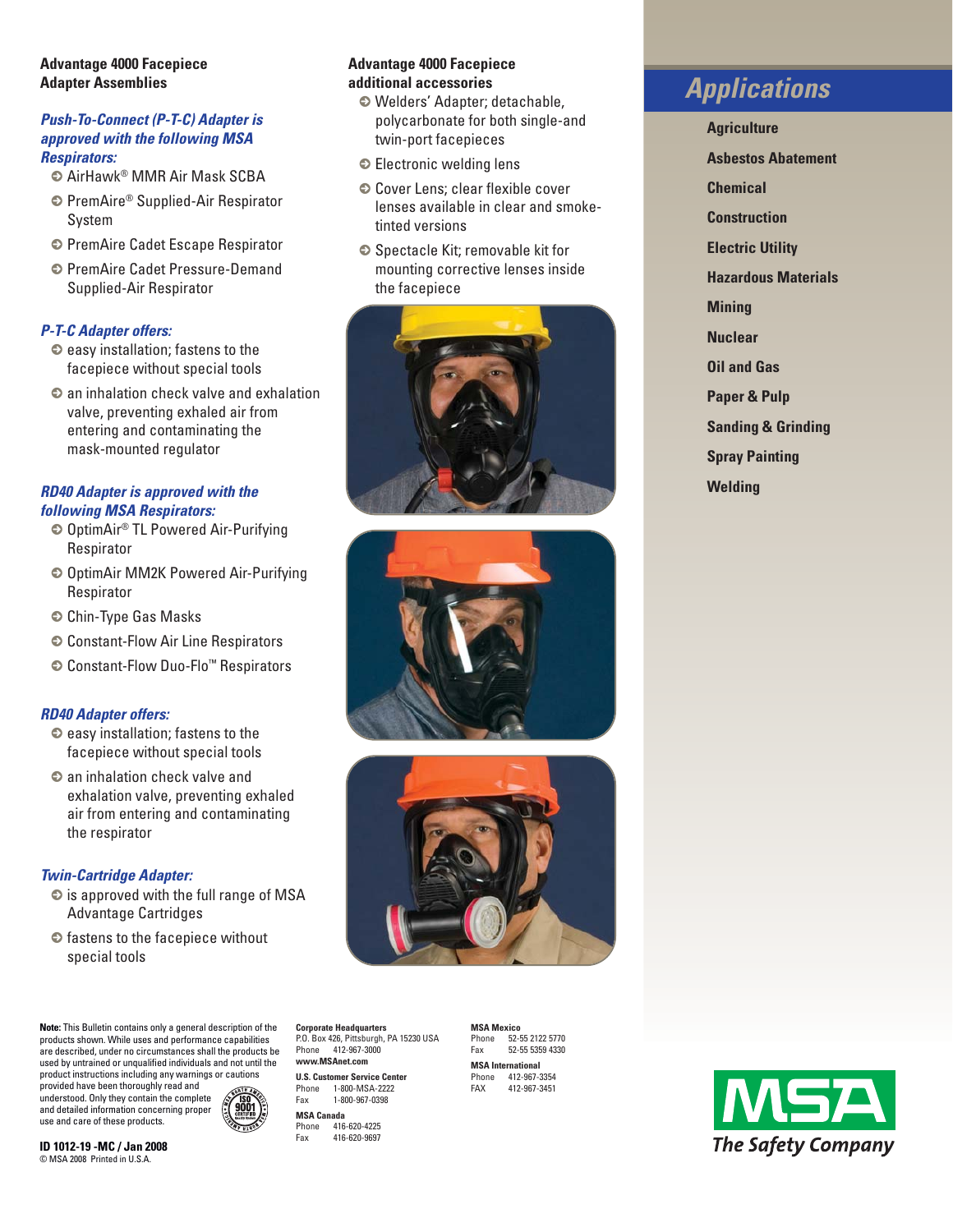## Advantage 4000 Facepiece Adapter Assemblies

***Push-To-Connect (P-T-C) Adapter is approved with the following MSA Respirators:***

- AirHawk® MMR Air Mask SCBA
- PremAire® Supplied-Air Respirator System
- PremAire Cadet Escape Respirator
- PremAire Cadet Pressure-Demand Supplied-Air Respirator

***P-T-C Adapter offers:***

- easy installation; fastens to the facepiece without special tools
- an inhalation check valve and exhalation valve, preventing exhaled air from entering and contaminating the mask-mounted regulator

***RD40 Adapter is approved with the following MSA Respirators:***

- OptimAir® TL Powered Air-Purifying Respirator
- OptimAir MM2K Powered Air-Purifying Respirator
- Chin-Type Gas Masks
- Constant-Flow Air Line Respirators
- Constant-Flow Duo-Flo™ Respirators

***RD40 Adapter offers:***

- easy installation; fastens to the facepiece without special tools
- an inhalation check valve and exhalation valve, preventing exhaled air from entering and contaminating the respirator

***Twin-Cartridge Adapter:***

- is approved with the full range of MSA Advantage Cartridges
- fastens to the facepiece without special tools

## Advantage 4000 Facepiece additional accessories

- Welders' Adapter; detachable, polycarbonate for both single-and twin-port facepieces
- Electronic welding lens
- Cover Lens; clear flexible cover lenses available in clear and smoke-tinted versions
- Spectacle Kit; removable kit for mounting corrective lenses inside the facepiece

## *Applications*

**Agriculture**
**Asbestos Abatement**
**Chemical**
**Construction**
**Electric Utility**
**Hazardous Materials**
**Mining**
**Nuclear**
**Oil and Gas**
**Paper & Pulp**
**Sanding & Grinding**
**Spray Painting**
**Welding**

**Note:** This Bulletin contains only a general description of the products shown. While uses and performance capabilities are described, under no circumstances shall the products be used by untrained or unqualified individuals and not until the product instructions including any warnings or cautions provided have been thoroughly read and understood. Only they contain the complete and detailed information concerning proper use and care of these products.

**ID 1012-19 -MC / Jan 2008**
© MSA 2008 Printed in U.S.A.

**Corporate Headquarters**
P.O. Box 426, Pittsburgh, PA 15230 USA
Phone 412-967-3000
**www.MSAnet.com**

**U.S. Customer Service Center**
Phone 1-800-MSA-2222
Fax 1-800-967-0398

**MSA Canada**
Phone 416-620-4225
Fax 416-620-9697

**MSA Mexico**
Phone 52-55 2122 5770
Fax 52-55 5359 4330

**MSA International**
Phone 412-967-3354
FAX 412-967-3451

MSA
*The Safety Company*